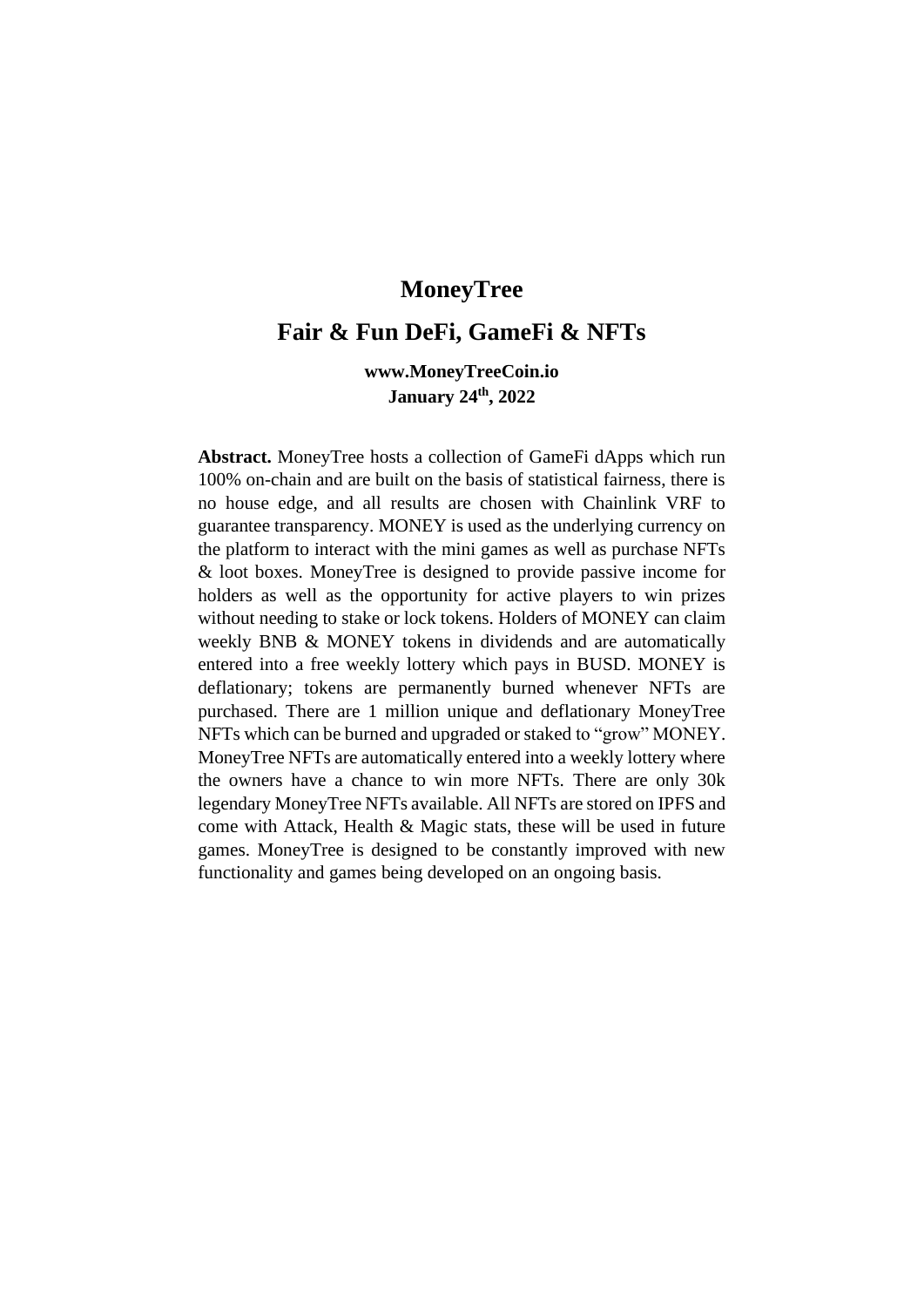# MoneyTree

## Fair & Fun DeFi, GameFi & NFTs

**www.MoneyTreeCoin.io**
**January 24th, 2022**

**Abstract.** MoneyTree hosts a collection of GameFi dApps which run 100% on-chain and are built on the basis of statistical fairness, there is no house edge, and all results are chosen with Chainlink VRF to guarantee transparency. MONEY is used as the underlying currency on the platform to interact with the mini games as well as purchase NFTs & loot boxes. MoneyTree is designed to provide passive income for holders as well as the opportunity for active players to win prizes without needing to stake or lock tokens. Holders of MONEY can claim weekly BNB & MONEY tokens in dividends and are automatically entered into a free weekly lottery which pays in BUSD. MONEY is deflationary; tokens are permanently burned whenever NFTs are purchased. There are 1 million unique and deflationary MoneyTree NFTs which can be burned and upgraded or staked to "grow" MONEY. MoneyTree NFTs are automatically entered into a weekly lottery where the owners have a chance to win more NFTs. There are only 30k legendary MoneyTree NFTs available. All NFTs are stored on IPFS and come with Attack, Health & Magic stats, these will be used in future games. MoneyTree is designed to be constantly improved with new functionality and games being developed on an ongoing basis.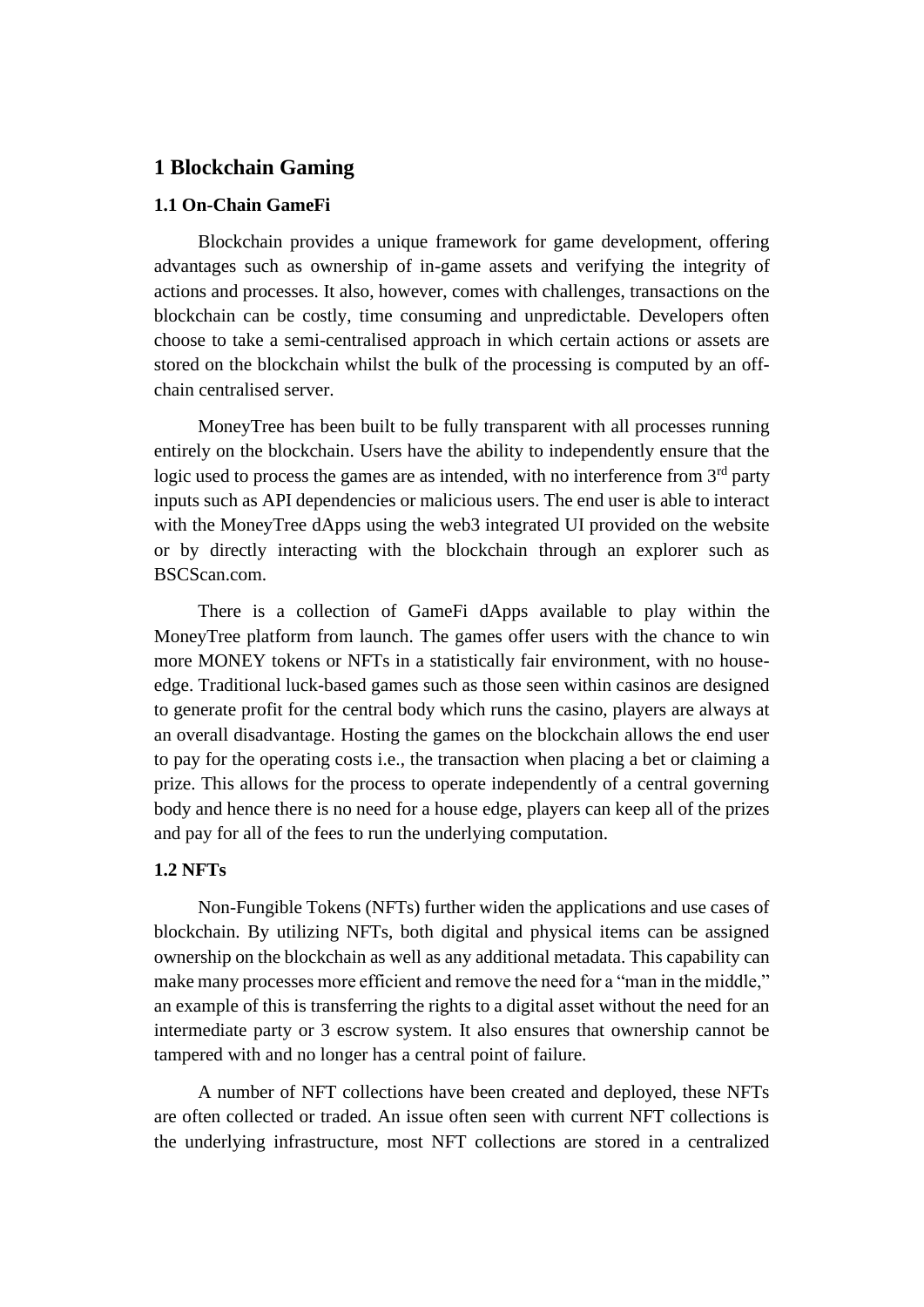# 1 Blockchain Gaming

## 1.1 On-Chain GameFi

Blockchain provides a unique framework for game development, offering advantages such as ownership of in-game assets and verifying the integrity of actions and processes. It also, however, comes with challenges, transactions on the blockchain can be costly, time consuming and unpredictable. Developers often choose to take a semi-centralised approach in which certain actions or assets are stored on the blockchain whilst the bulk of the processing is computed by an off-chain centralised server.

MoneyTree has been built to be fully transparent with all processes running entirely on the blockchain. Users have the ability to independently ensure that the logic used to process the games are as intended, with no interference from 3rd party inputs such as API dependencies or malicious users. The end user is able to interact with the MoneyTree dApps using the web3 integrated UI provided on the website or by directly interacting with the blockchain through an explorer such as BSCScan.com.

There is a collection of GameFi dApps available to play within the MoneyTree platform from launch. The games offer users with the chance to win more MONEY tokens or NFTs in a statistically fair environment, with no house-edge. Traditional luck-based games such as those seen within casinos are designed to generate profit for the central body which runs the casino, players are always at an overall disadvantage. Hosting the games on the blockchain allows the end user to pay for the operating costs i.e., the transaction when placing a bet or claiming a prize. This allows for the process to operate independently of a central governing body and hence there is no need for a house edge, players can keep all of the prizes and pay for all of the fees to run the underlying computation.

## 1.2 NFTs

Non-Fungible Tokens (NFTs) further widen the applications and use cases of blockchain. By utilizing NFTs, both digital and physical items can be assigned ownership on the blockchain as well as any additional metadata. This capability can make many processes more efficient and remove the need for a "man in the middle," an example of this is transferring the rights to a digital asset without the need for an intermediate party or 3 escrow system. It also ensures that ownership cannot be tampered with and no longer has a central point of failure.

A number of NFT collections have been created and deployed, these NFTs are often collected or traded. An issue often seen with current NFT collections is the underlying infrastructure, most NFT collections are stored in a centralized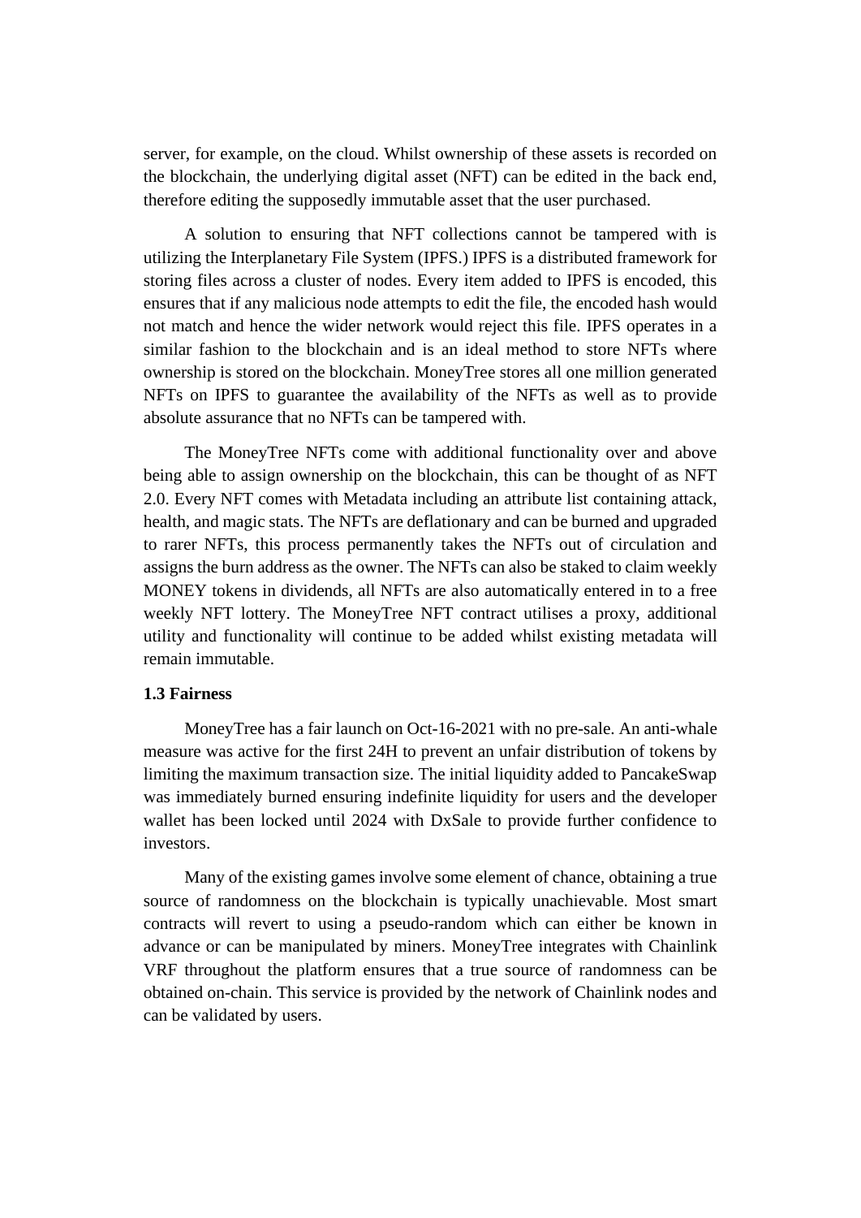server, for example, on the cloud. Whilst ownership of these assets is recorded on the blockchain, the underlying digital asset (NFT) can be edited in the back end, therefore editing the supposedly immutable asset that the user purchased.

A solution to ensuring that NFT collections cannot be tampered with is utilizing the Interplanetary File System (IPFS.) IPFS is a distributed framework for storing files across a cluster of nodes. Every item added to IPFS is encoded, this ensures that if any malicious node attempts to edit the file, the encoded hash would not match and hence the wider network would reject this file. IPFS operates in a similar fashion to the blockchain and is an ideal method to store NFTs where ownership is stored on the blockchain. MoneyTree stores all one million generated NFTs on IPFS to guarantee the availability of the NFTs as well as to provide absolute assurance that no NFTs can be tampered with.

The MoneyTree NFTs come with additional functionality over and above being able to assign ownership on the blockchain, this can be thought of as NFT 2.0. Every NFT comes with Metadata including an attribute list containing attack, health, and magic stats. The NFTs are deflationary and can be burned and upgraded to rarer NFTs, this process permanently takes the NFTs out of circulation and assigns the burn address as the owner. The NFTs can also be staked to claim weekly MONEY tokens in dividends, all NFTs are also automatically entered in to a free weekly NFT lottery. The MoneyTree NFT contract utilises a proxy, additional utility and functionality will continue to be added whilst existing metadata will remain immutable.

### 1.3 Fairness

MoneyTree has a fair launch on Oct-16-2021 with no pre-sale. An anti-whale measure was active for the first 24H to prevent an unfair distribution of tokens by limiting the maximum transaction size. The initial liquidity added to PancakeSwap was immediately burned ensuring indefinite liquidity for users and the developer wallet has been locked until 2024 with DxSale to provide further confidence to investors.

Many of the existing games involve some element of chance, obtaining a true source of randomness on the blockchain is typically unachievable. Most smart contracts will revert to using a pseudo-random which can either be known in advance or can be manipulated by miners. MoneyTree integrates with Chainlink VRF throughout the platform ensures that a true source of randomness can be obtained on-chain. This service is provided by the network of Chainlink nodes and can be validated by users.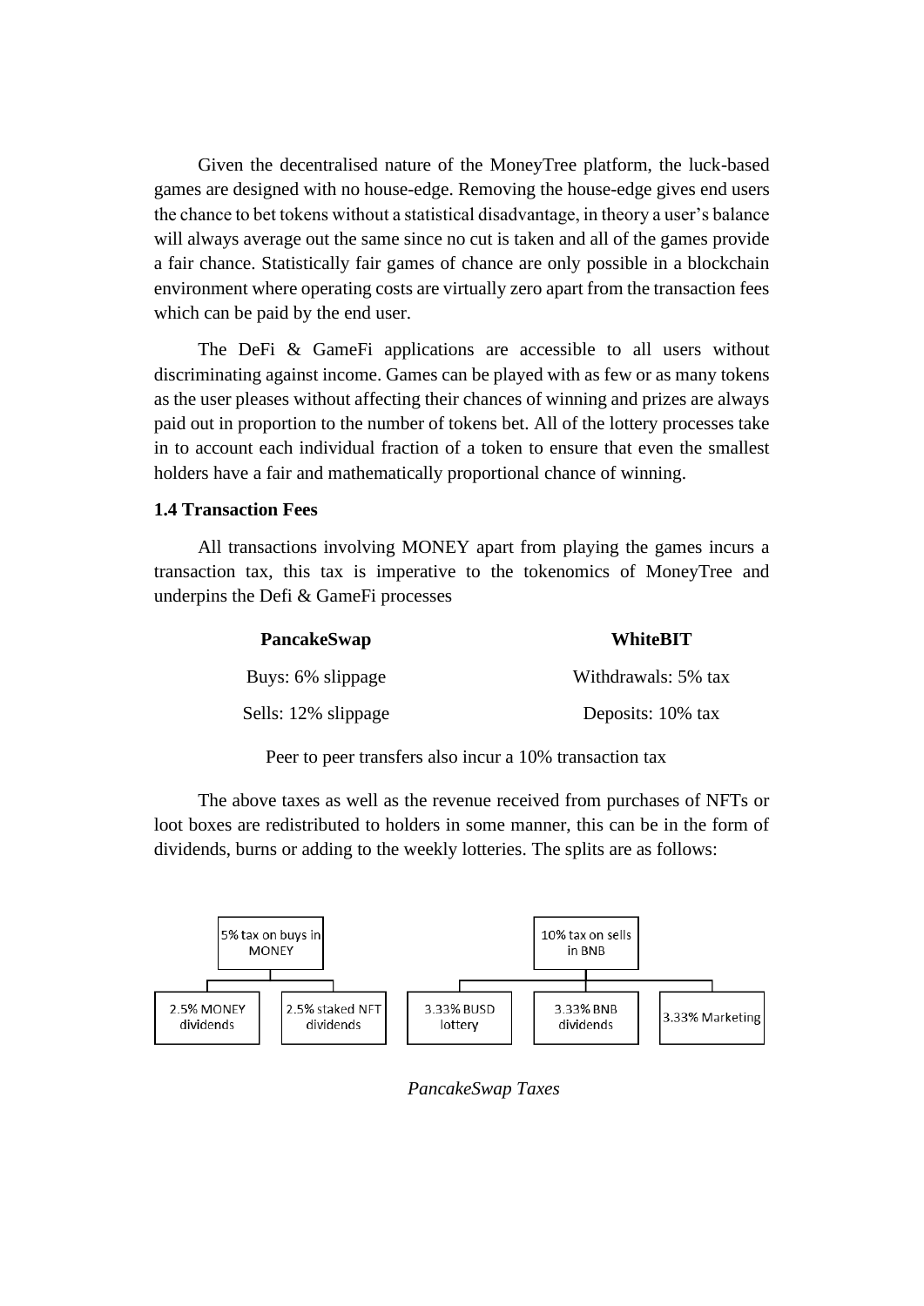Given the decentralised nature of the MoneyTree platform, the luck-based games are designed with no house-edge. Removing the house-edge gives end users the chance to bet tokens without a statistical disadvantage, in theory a user's balance will always average out the same since no cut is taken and all of the games provide a fair chance. Statistically fair games of chance are only possible in a blockchain environment where operating costs are virtually zero apart from the transaction fees which can be paid by the end user.

The DeFi & GameFi applications are accessible to all users without discriminating against income. Games can be played with as few or as many tokens as the user pleases without affecting their chances of winning and prizes are always paid out in proportion to the number of tokens bet. All of the lottery processes take in to account each individual fraction of a token to ensure that even the smallest holders have a fair and mathematically proportional chance of winning.

### 1.4 Transaction Fees

All transactions involving MONEY apart from playing the games incurs a transaction tax, this tax is imperative to the tokenomics of MoneyTree and underpins the Defi & GameFi processes

| PancakeSwap | WhiteBIT |
| --- | --- |
| Buys: 6% slippage | Withdrawals: 5% tax |
| Sells: 12% slippage | Deposits: 10% tax |

Peer to peer transfers also incur a 10% transaction tax

The above taxes as well as the revenue received from purchases of NFTs or loot boxes are redistributed to holders in some manner, this can be in the form of dividends, burns or adding to the weekly lotteries. The splits are as follows:

- 5% tax on buys in MONEY
  - 2.5% MONEY dividends
  - 2.5% staked NFT dividends
- 10% tax on sells in BNB
  - 3.33% BUSD lottery
  - 3.33% BNB dividends
  - 3.33% Marketing

*PancakeSwap Taxes*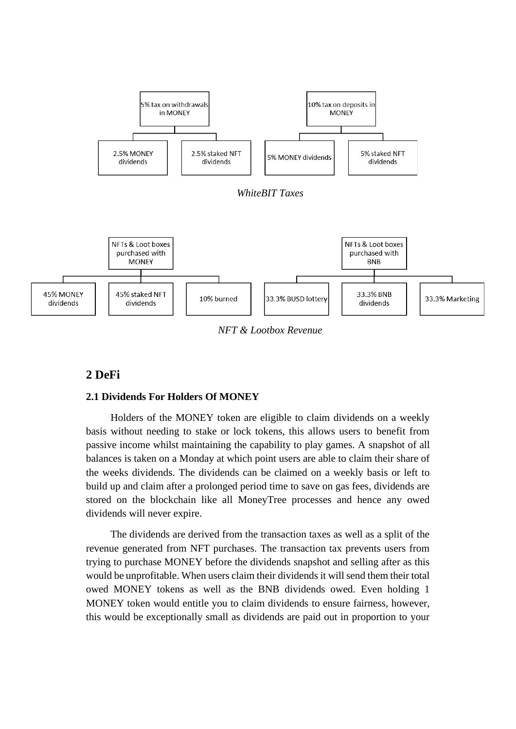5% tax on withdrawals in MONEY

- 2.5% MONEY dividends
- 2.5% staked NFT dividends

10% tax on deposits in MONEY

- 5% MONEY dividends
- 5% staked NFT dividends

*WhiteBIT Taxes*

NFTs & Loot boxes purchased with MONEY

- 45% MONEY dividends
- 45% staked NFT dividends
- 10% burned

NFTs & Loot boxes purchased with BNB

- 33.3% BUSD lottery
- 33.3% BNB dividends
- 33.3% Marketing

*NFT & Lootbox Revenue*

## 2 DeFi

### 2.1 Dividends For Holders Of MONEY

Holders of the MONEY token are eligible to claim dividends on a weekly basis without needing to stake or lock tokens, this allows users to benefit from passive income whilst maintaining the capability to play games. A snapshot of all balances is taken on a Monday at which point users are able to claim their share of the weeks dividends. The dividends can be claimed on a weekly basis or left to build up and claim after a prolonged period time to save on gas fees, dividends are stored on the blockchain like all MoneyTree processes and hence any owed dividends will never expire.

The dividends are derived from the transaction taxes as well as a split of the revenue generated from NFT purchases. The transaction tax prevents users from trying to purchase MONEY before the dividends snapshot and selling after as this would be unprofitable. When users claim their dividends it will send them their total owed MONEY tokens as well as the BNB dividends owed. Even holding 1 MONEY token would entitle you to claim dividends to ensure fairness, however, this would be exceptionally small as dividends are paid out in proportion to your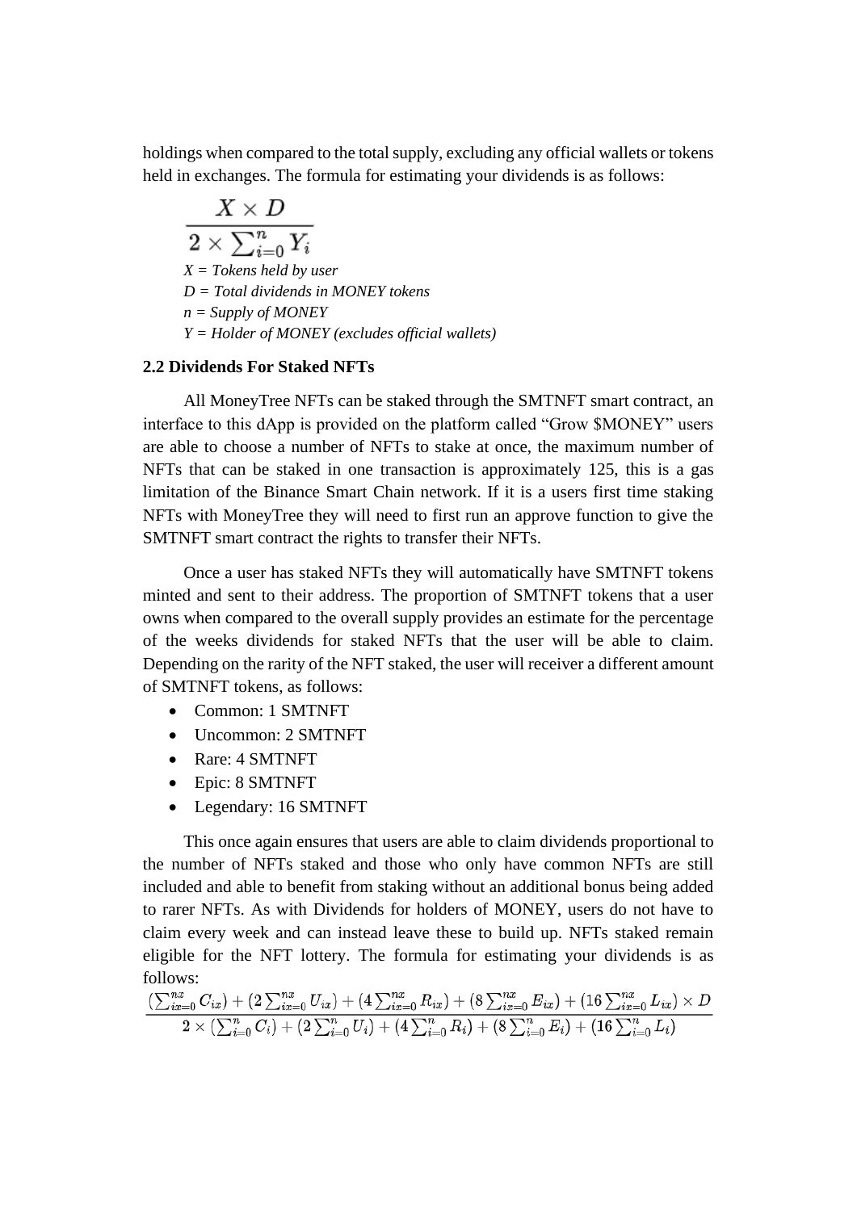holdings when compared to the total supply, excluding any official wallets or tokens held in exchanges. The formula for estimating your dividends is as follows:

$$\frac{X \times D}{2 \times \sum_{i=0}^{n} Y_i}$$

*X = Tokens held by user*
*D = Total dividends in MONEY tokens*
*n = Supply of MONEY*
*Y = Holder of MONEY (excludes official wallets)*

### 2.2 Dividends For Staked NFTs

All MoneyTree NFTs can be staked through the SMTNFT smart contract, an interface to this dApp is provided on the platform called "Grow $MONEY" users are able to choose a number of NFTs to stake at once, the maximum number of NFTs that can be staked in one transaction is approximately 125, this is a gas limitation of the Binance Smart Chain network. If it is a users first time staking NFTs with MoneyTree they will need to first run an approve function to give the SMTNFT smart contract the rights to transfer their NFTs.

Once a user has staked NFTs they will automatically have SMTNFT tokens minted and sent to their address. The proportion of SMTNFT tokens that a user owns when compared to the overall supply provides an estimate for the percentage of the weeks dividends for staked NFTs that the user will be able to claim. Depending on the rarity of the NFT staked, the user will receiver a different amount of SMTNFT tokens, as follows:

- Common: 1 SMTNFT
- Uncommon: 2 SMTNFT
- Rare: 4 SMTNFT
- Epic: 8 SMTNFT
- Legendary: 16 SMTNFT

This once again ensures that users are able to claim dividends proportional to the number of NFTs staked and those who only have common NFTs are still included and able to benefit from staking without an additional bonus being added to rarer NFTs. As with Dividends for holders of MONEY, users do not have to claim every week and can instead leave these to build up. NFTs staked remain eligible for the NFT lottery. The formula for estimating your dividends is as follows:

$$\frac{(\sum_{ix=0}^{nx} C_{ix}) + (2\sum_{ix=0}^{nx} U_{ix}) + (4\sum_{ix=0}^{nx} R_{ix}) + (8\sum_{ix=0}^{nx} E_{ix}) + (16\sum_{ix=0}^{nx} L_{ix}) \times D}{2 \times (\sum_{i=0}^{n} C_i) + (2\sum_{i=0}^{n} U_i) + (4\sum_{i=0}^{n} R_i) + (8\sum_{i=0}^{n} E_i) + (16\sum_{i=0}^{n} L_i)}$$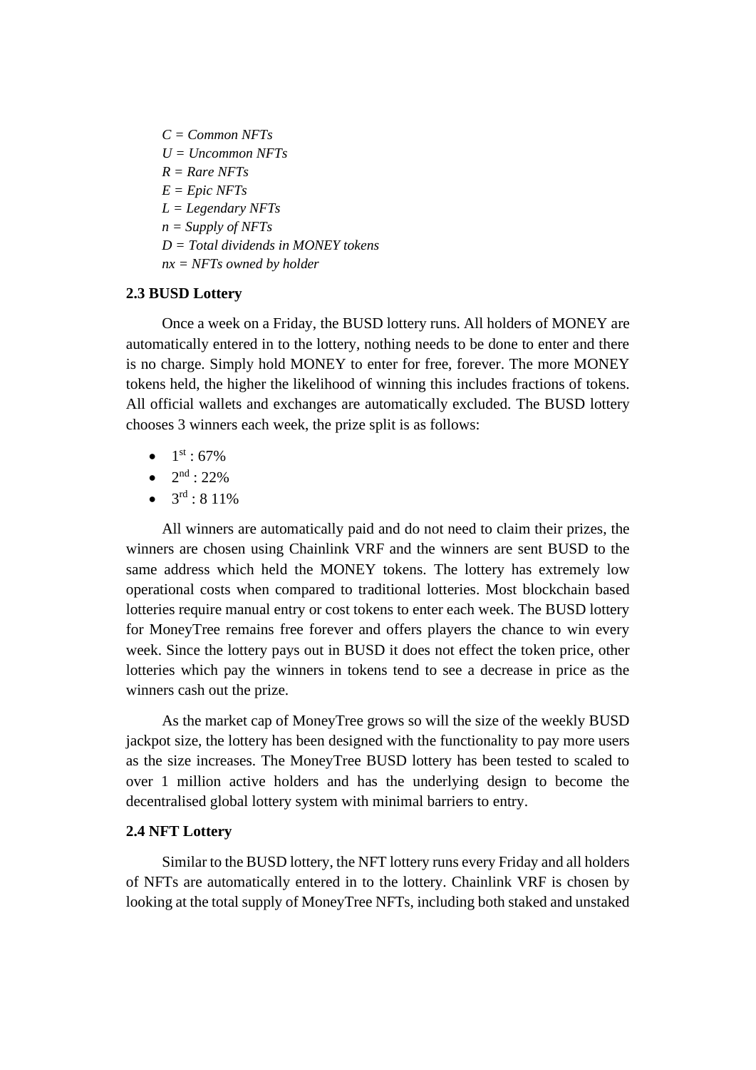*C = Common NFTs*
*U = Uncommon NFTs*
*R = Rare NFTs*
*E = Epic NFTs*
*L = Legendary NFTs*
*n = Supply of NFTs*
*D = Total dividends in MONEY tokens*
*nx = NFTs owned by holder*

**2.3 BUSD Lottery**

Once a week on a Friday, the BUSD lottery runs. All holders of MONEY are automatically entered in to the lottery, nothing needs to be done to enter and there is no charge. Simply hold MONEY to enter for free, forever. The more MONEY tokens held, the higher the likelihood of winning this includes fractions of tokens. All official wallets and exchanges are automatically excluded. The BUSD lottery chooses 3 winners each week, the prize split is as follows:

- 1st : 67%
- 2nd : 22%
- 3rd : 8 11%

All winners are automatically paid and do not need to claim their prizes, the winners are chosen using Chainlink VRF and the winners are sent BUSD to the same address which held the MONEY tokens. The lottery has extremely low operational costs when compared to traditional lotteries. Most blockchain based lotteries require manual entry or cost tokens to enter each week. The BUSD lottery for MoneyTree remains free forever and offers players the chance to win every week. Since the lottery pays out in BUSD it does not effect the token price, other lotteries which pay the winners in tokens tend to see a decrease in price as the winners cash out the prize.

As the market cap of MoneyTree grows so will the size of the weekly BUSD jackpot size, the lottery has been designed with the functionality to pay more users as the size increases. The MoneyTree BUSD lottery has been tested to scaled to over 1 million active holders and has the underlying design to become the decentralised global lottery system with minimal barriers to entry.

**2.4 NFT Lottery**

Similar to the BUSD lottery, the NFT lottery runs every Friday and all holders of NFTs are automatically entered in to the lottery. Chainlink VRF is chosen by looking at the total supply of MoneyTree NFTs, including both staked and unstaked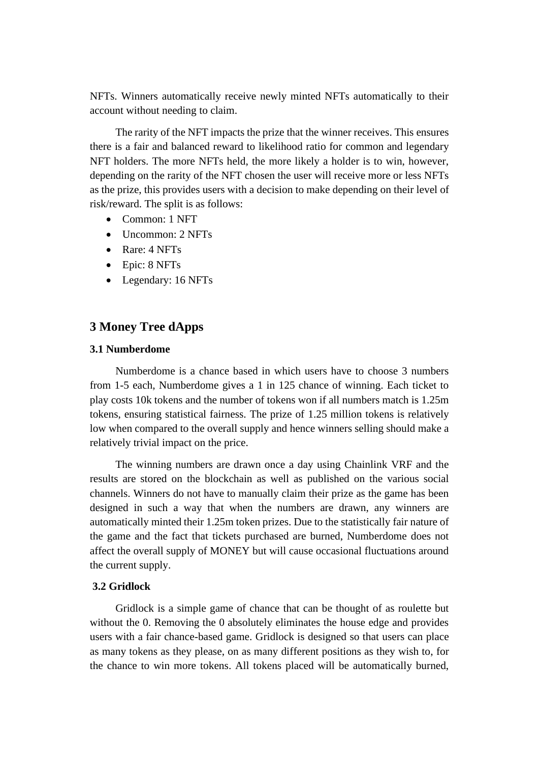NFTs. Winners automatically receive newly minted NFTs automatically to their account without needing to claim.

The rarity of the NFT impacts the prize that the winner receives. This ensures there is a fair and balanced reward to likelihood ratio for common and legendary NFT holders. The more NFTs held, the more likely a holder is to win, however, depending on the rarity of the NFT chosen the user will receive more or less NFTs as the prize, this provides users with a decision to make depending on their level of risk/reward. The split is as follows:

- Common: 1 NFT
- Uncommon: 2 NFTs
- Rare: 4 NFTs
- Epic: 8 NFTs
- Legendary: 16 NFTs

## 3 Money Tree dApps

### 3.1 Numberdome

Numberdome is a chance based in which users have to choose 3 numbers from 1-5 each, Numberdome gives a 1 in 125 chance of winning. Each ticket to play costs 10k tokens and the number of tokens won if all numbers match is 1.25m tokens, ensuring statistical fairness. The prize of 1.25 million tokens is relatively low when compared to the overall supply and hence winners selling should make a relatively trivial impact on the price.

The winning numbers are drawn once a day using Chainlink VRF and the results are stored on the blockchain as well as published on the various social channels. Winners do not have to manually claim their prize as the game has been designed in such a way that when the numbers are drawn, any winners are automatically minted their 1.25m token prizes. Due to the statistically fair nature of the game and the fact that tickets purchased are burned, Numberdome does not affect the overall supply of MONEY but will cause occasional fluctuations around the current supply.

### 3.2 Gridlock

Gridlock is a simple game of chance that can be thought of as roulette but without the 0. Removing the 0 absolutely eliminates the house edge and provides users with a fair chance-based game. Gridlock is designed so that users can place as many tokens as they please, on as many different positions as they wish to, for the chance to win more tokens. All tokens placed will be automatically burned,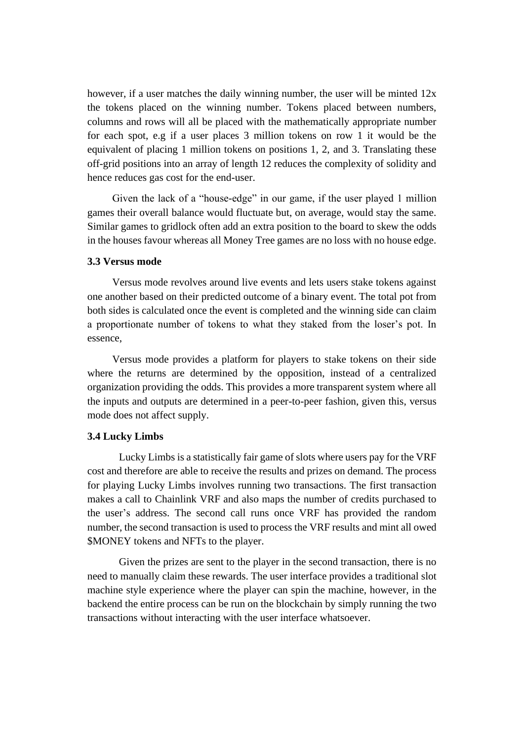however, if a user matches the daily winning number, the user will be minted 12x the tokens placed on the winning number. Tokens placed between numbers, columns and rows will all be placed with the mathematically appropriate number for each spot, e.g if a user places 3 million tokens on row 1 it would be the equivalent of placing 1 million tokens on positions 1, 2, and 3. Translating these off-grid positions into an array of length 12 reduces the complexity of solidity and hence reduces gas cost for the end-user.

Given the lack of a "house-edge" in our game, if the user played 1 million games their overall balance would fluctuate but, on average, would stay the same. Similar games to gridlock often add an extra position to the board to skew the odds in the houses favour whereas all Money Tree games are no loss with no house edge.

### 3.3 Versus mode

Versus mode revolves around live events and lets users stake tokens against one another based on their predicted outcome of a binary event. The total pot from both sides is calculated once the event is completed and the winning side can claim a proportionate number of tokens to what they staked from the loser's pot. In essence,

Versus mode provides a platform for players to stake tokens on their side where the returns are determined by the opposition, instead of a centralized organization providing the odds. This provides a more transparent system where all the inputs and outputs are determined in a peer-to-peer fashion, given this, versus mode does not affect supply.

### 3.4 Lucky Limbs

Lucky Limbs is a statistically fair game of slots where users pay for the VRF cost and therefore are able to receive the results and prizes on demand. The process for playing Lucky Limbs involves running two transactions. The first transaction makes a call to Chainlink VRF and also maps the number of credits purchased to the user's address. The second call runs once VRF has provided the random number, the second transaction is used to process the VRF results and mint all owed $MONEY tokens and NFTs to the player.

Given the prizes are sent to the player in the second transaction, there is no need to manually claim these rewards. The user interface provides a traditional slot machine style experience where the player can spin the machine, however, in the backend the entire process can be run on the blockchain by simply running the two transactions without interacting with the user interface whatsoever.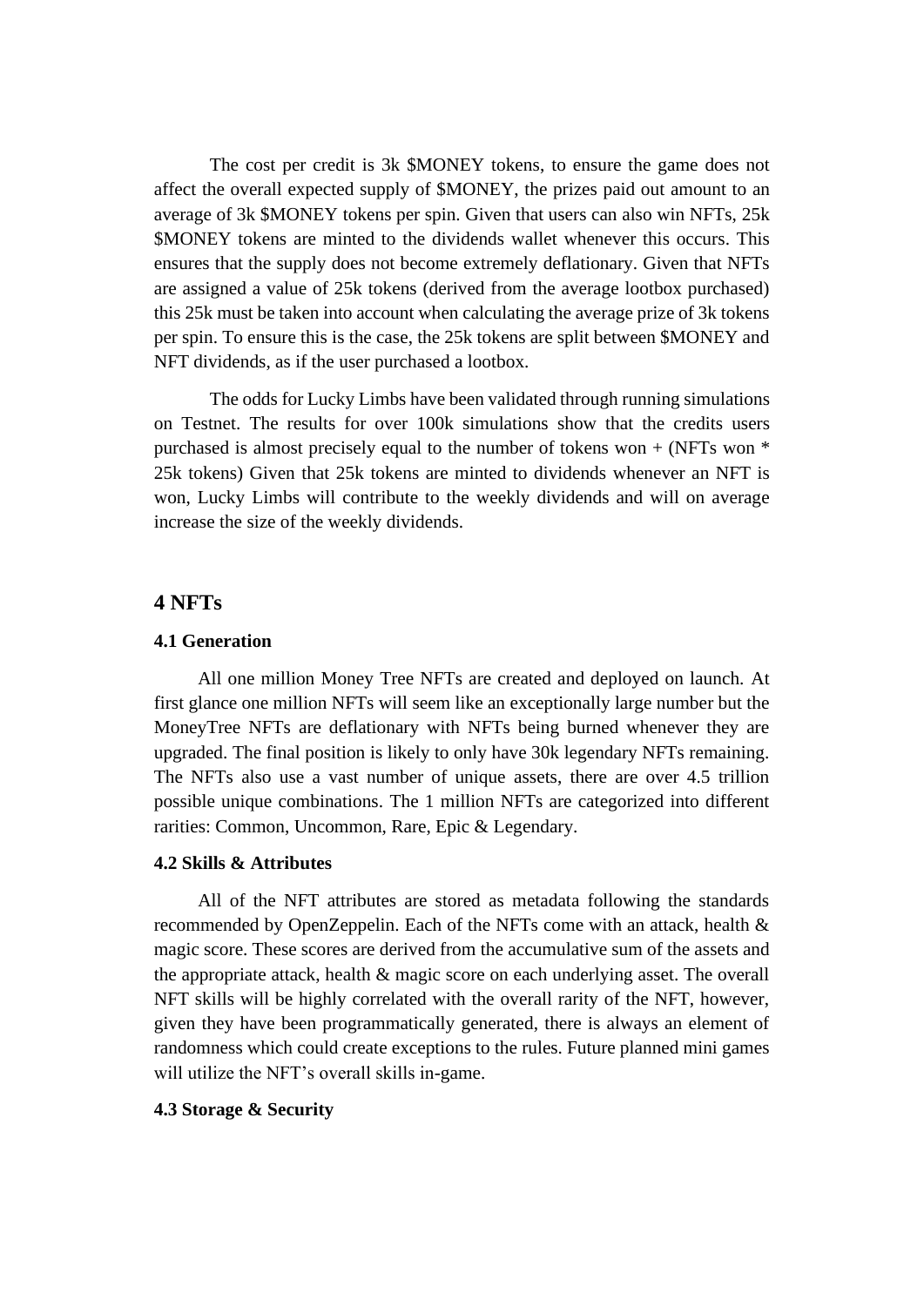The cost per credit is 3k $MONEY tokens, to ensure the game does not affect the overall expected supply of $MONEY, the prizes paid out amount to an average of 3k $MONEY tokens per spin. Given that users can also win NFTs, 25k $MONEY tokens are minted to the dividends wallet whenever this occurs. This ensures that the supply does not become extremely deflationary. Given that NFTs are assigned a value of 25k tokens (derived from the average lootbox purchased) this 25k must be taken into account when calculating the average prize of 3k tokens per spin. To ensure this is the case, the 25k tokens are split between $MONEY and NFT dividends, as if the user purchased a lootbox.

The odds for Lucky Limbs have been validated through running simulations on Testnet. The results for over 100k simulations show that the credits users purchased is almost precisely equal to the number of tokens won + (NFTs won * 25k tokens) Given that 25k tokens are minted to dividends whenever an NFT is won, Lucky Limbs will contribute to the weekly dividends and will on average increase the size of the weekly dividends.

## 4 NFTs

### 4.1 Generation

All one million Money Tree NFTs are created and deployed on launch. At first glance one million NFTs will seem like an exceptionally large number but the MoneyTree NFTs are deflationary with NFTs being burned whenever they are upgraded. The final position is likely to only have 30k legendary NFTs remaining. The NFTs also use a vast number of unique assets, there are over 4.5 trillion possible unique combinations. The 1 million NFTs are categorized into different rarities: Common, Uncommon, Rare, Epic & Legendary.

### 4.2 Skills & Attributes

All of the NFT attributes are stored as metadata following the standards recommended by OpenZeppelin. Each of the NFTs come with an attack, health & magic score. These scores are derived from the accumulative sum of the assets and the appropriate attack, health & magic score on each underlying asset. The overall NFT skills will be highly correlated with the overall rarity of the NFT, however, given they have been programmatically generated, there is always an element of randomness which could create exceptions to the rules. Future planned mini games will utilize the NFT's overall skills in-game.

### 4.3 Storage & Security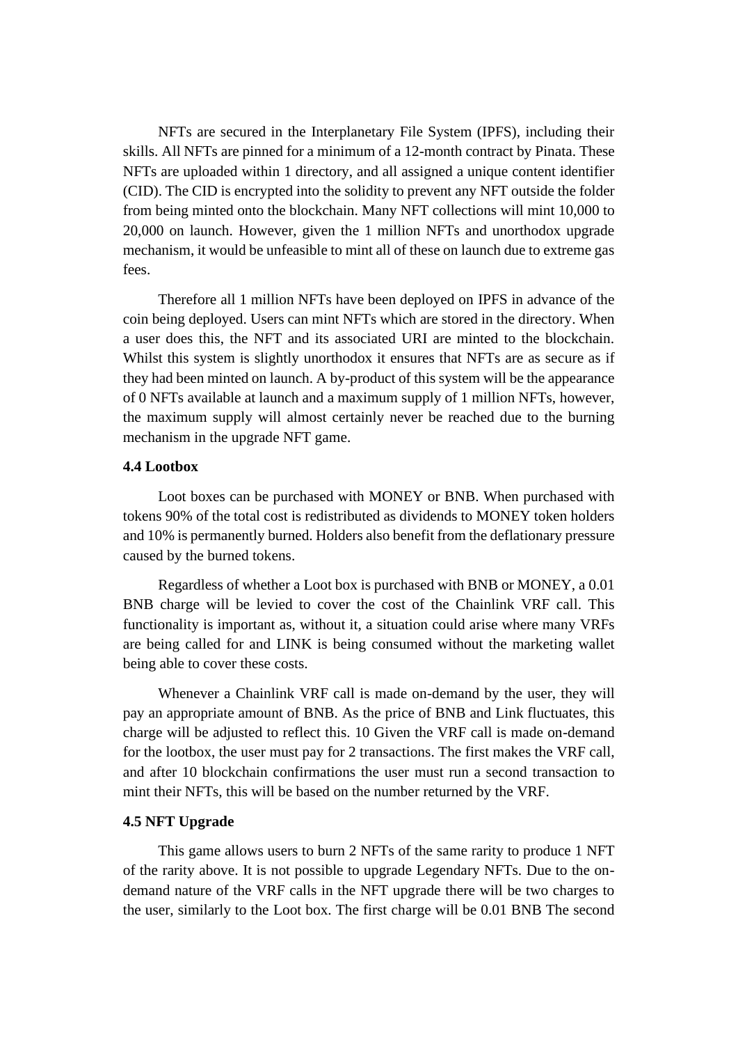NFTs are secured in the Interplanetary File System (IPFS), including their skills. All NFTs are pinned for a minimum of a 12-month contract by Pinata. These NFTs are uploaded within 1 directory, and all assigned a unique content identifier (CID). The CID is encrypted into the solidity to prevent any NFT outside the folder from being minted onto the blockchain. Many NFT collections will mint 10,000 to 20,000 on launch. However, given the 1 million NFTs and unorthodox upgrade mechanism, it would be unfeasible to mint all of these on launch due to extreme gas fees.

Therefore all 1 million NFTs have been deployed on IPFS in advance of the coin being deployed. Users can mint NFTs which are stored in the directory. When a user does this, the NFT and its associated URI are minted to the blockchain. Whilst this system is slightly unorthodox it ensures that NFTs are as secure as if they had been minted on launch. A by-product of this system will be the appearance of 0 NFTs available at launch and a maximum supply of 1 million NFTs, however, the maximum supply will almost certainly never be reached due to the burning mechanism in the upgrade NFT game.

### 4.4 Lootbox

Loot boxes can be purchased with MONEY or BNB. When purchased with tokens 90% of the total cost is redistributed as dividends to MONEY token holders and 10% is permanently burned. Holders also benefit from the deflationary pressure caused by the burned tokens.

Regardless of whether a Loot box is purchased with BNB or MONEY, a 0.01 BNB charge will be levied to cover the cost of the Chainlink VRF call. This functionality is important as, without it, a situation could arise where many VRFs are being called for and LINK is being consumed without the marketing wallet being able to cover these costs.

Whenever a Chainlink VRF call is made on-demand by the user, they will pay an appropriate amount of BNB. As the price of BNB and Link fluctuates, this charge will be adjusted to reflect this. 10 Given the VRF call is made on-demand for the lootbox, the user must pay for 2 transactions. The first makes the VRF call, and after 10 blockchain confirmations the user must run a second transaction to mint their NFTs, this will be based on the number returned by the VRF.

### 4.5 NFT Upgrade

This game allows users to burn 2 NFTs of the same rarity to produce 1 NFT of the rarity above. It is not possible to upgrade Legendary NFTs. Due to the on-demand nature of the VRF calls in the NFT upgrade there will be two charges to the user, similarly to the Loot box. The first charge will be 0.01 BNB The second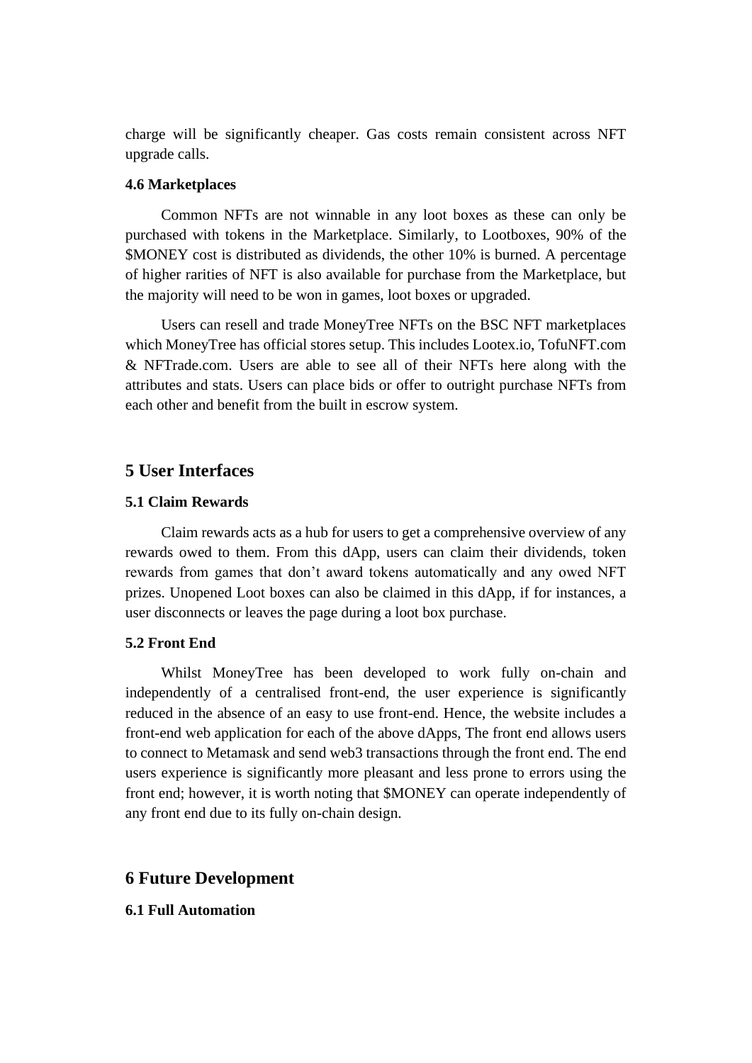charge will be significantly cheaper. Gas costs remain consistent across NFT upgrade calls.

### 4.6 Marketplaces

Common NFTs are not winnable in any loot boxes as these can only be purchased with tokens in the Marketplace. Similarly, to Lootboxes, 90% of the $MONEY cost is distributed as dividends, the other 10% is burned. A percentage of higher rarities of NFT is also available for purchase from the Marketplace, but the majority will need to be won in games, loot boxes or upgraded.

Users can resell and trade MoneyTree NFTs on the BSC NFT marketplaces which MoneyTree has official stores setup. This includes Lootex.io, TofuNFT.com & NFTrade.com. Users are able to see all of their NFTs here along with the attributes and stats. Users can place bids or offer to outright purchase NFTs from each other and benefit from the built in escrow system.

## 5 User Interfaces

### 5.1 Claim Rewards

Claim rewards acts as a hub for users to get a comprehensive overview of any rewards owed to them. From this dApp, users can claim their dividends, token rewards from games that don't award tokens automatically and any owed NFT prizes. Unopened Loot boxes can also be claimed in this dApp, if for instances, a user disconnects or leaves the page during a loot box purchase.

### 5.2 Front End

Whilst MoneyTree has been developed to work fully on-chain and independently of a centralised front-end, the user experience is significantly reduced in the absence of an easy to use front-end. Hence, the website includes a front-end web application for each of the above dApps, The front end allows users to connect to Metamask and send web3 transactions through the front end. The end users experience is significantly more pleasant and less prone to errors using the front end; however, it is worth noting that $MONEY can operate independently of any front end due to its fully on-chain design.

## 6 Future Development

### 6.1 Full Automation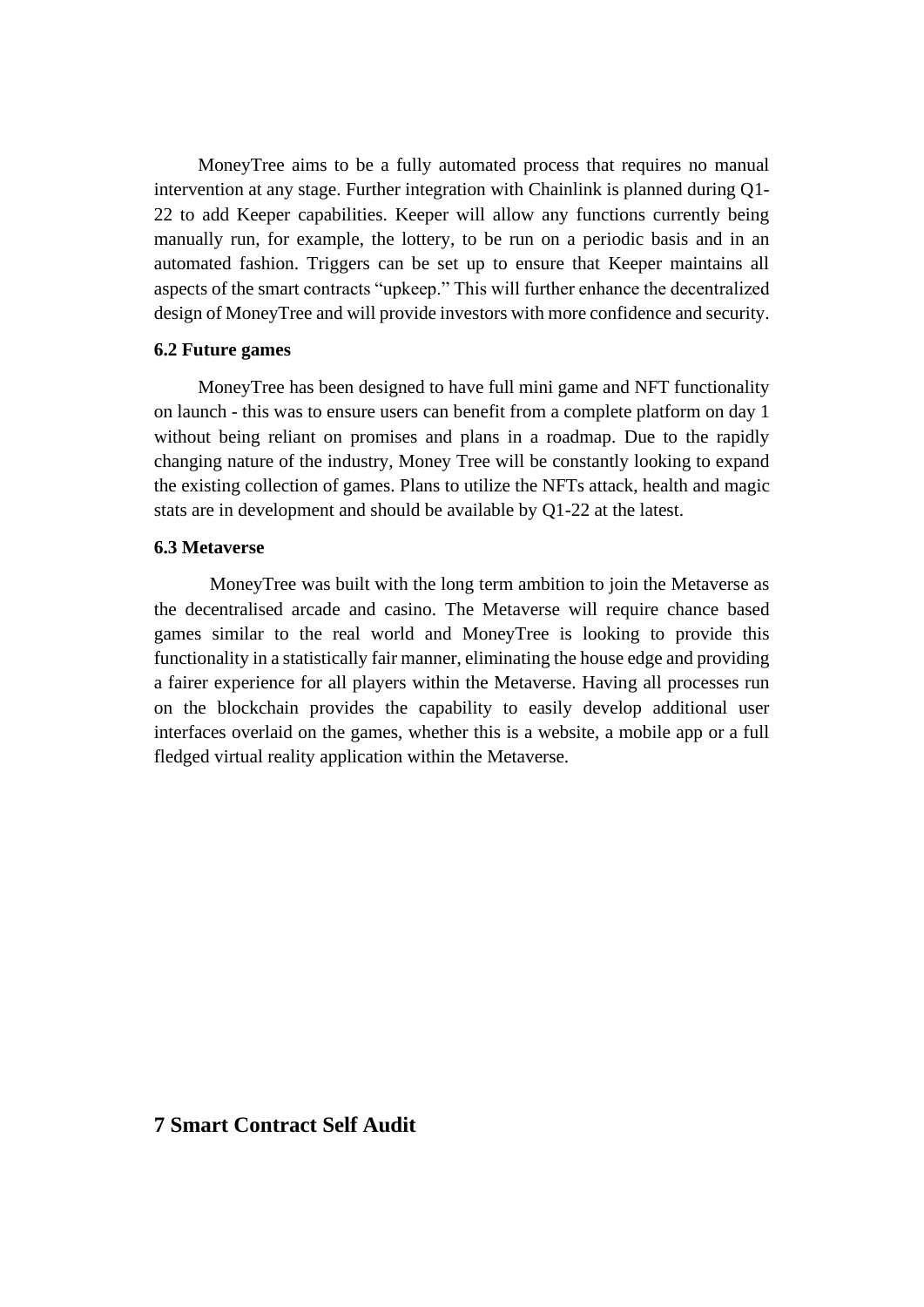MoneyTree aims to be a fully automated process that requires no manual intervention at any stage. Further integration with Chainlink is planned during Q1-22 to add Keeper capabilities. Keeper will allow any functions currently being manually run, for example, the lottery, to be run on a periodic basis and in an automated fashion. Triggers can be set up to ensure that Keeper maintains all aspects of the smart contracts "upkeep." This will further enhance the decentralized design of MoneyTree and will provide investors with more confidence and security.

### 6.2 Future games

MoneyTree has been designed to have full mini game and NFT functionality on launch - this was to ensure users can benefit from a complete platform on day 1 without being reliant on promises and plans in a roadmap. Due to the rapidly changing nature of the industry, Money Tree will be constantly looking to expand the existing collection of games. Plans to utilize the NFTs attack, health and magic stats are in development and should be available by Q1-22 at the latest.

### 6.3 Metaverse

MoneyTree was built with the long term ambition to join the Metaverse as the decentralised arcade and casino. The Metaverse will require chance based games similar to the real world and MoneyTree is looking to provide this functionality in a statistically fair manner, eliminating the house edge and providing a fairer experience for all players within the Metaverse. Having all processes run on the blockchain provides the capability to easily develop additional user interfaces overlaid on the games, whether this is a website, a mobile app or a full fledged virtual reality application within the Metaverse.

## 7 Smart Contract Self Audit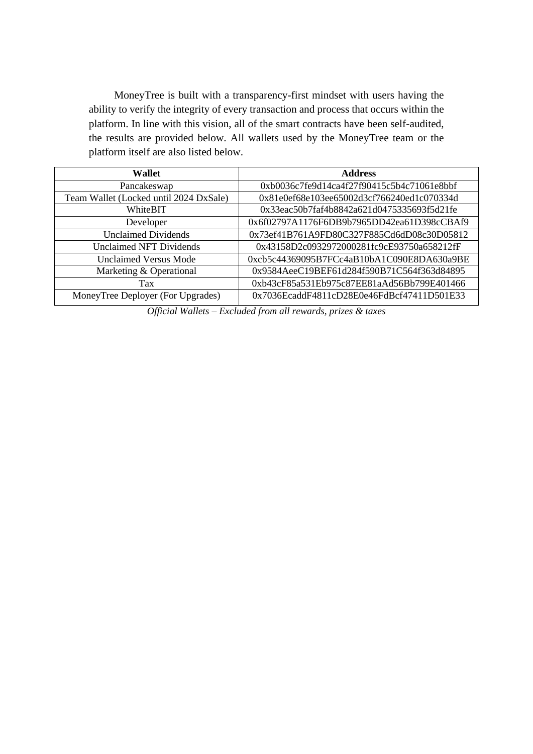MoneyTree is built with a transparency-first mindset with users having the ability to verify the integrity of every transaction and process that occurs within the platform. In line with this vision, all of the smart contracts have been self-audited, the results are provided below. All wallets used by the MoneyTree team or the platform itself are also listed below.

| Wallet | Address |
| --- | --- |
| Pancakeswap | 0xb0036c7fe9d14ca4f27f90415c5b4c71061e8bbf |
| Team Wallet (Locked until 2024 DxSale) | 0x81e0ef68e103ee65002d3cf766240ed1c070334d |
| WhiteBIT | 0x33eac50b7faf4b8842a621d0475335693f5d21fe |
| Developer | 0x6f02797A1176F6DB9b7965DD42ea61D398cCBAf9 |
| Unclaimed Dividends | 0x73ef41B761A9FD80C327F885Cd6dD08c30D05812 |
| Unclaimed NFT Dividends | 0x43158D2c0932972000281fc9cE93750a658212fF |
| Unclaimed Versus Mode | 0xcb5c44369095B7FCc4aB10bA1C090E8DA630a9BE |
| Marketing & Operational | 0x9584AeeC19BEF61d284f590B71C564f363d84895 |
| Tax | 0xb43cF85a531Eb975c87EE81aAd56Bb799E401466 |
| MoneyTree Deployer (For Upgrades) | 0x7036EcaddF4811cD28E0e46FdBcf47411D501E33 |

*Official Wallets – Excluded from all rewards, prizes & taxes*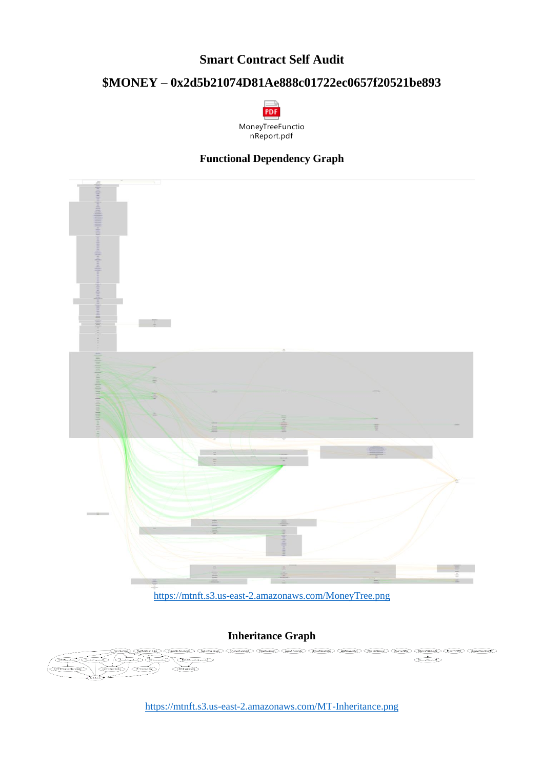# Smart Contract Self Audit

## $MONEY – 0x2d5b21074D81Ae888c01722ec0657f20521be893

MoneyTreeFunctionReport.pdf

### Functional Dependency Graph

https://mtnft.s3.us-east-2.amazonaws.com/MoneyTree.png

### Inheritance Graph

https://mtnft.s3.us-east-2.amazonaws.com/MT-Inheritance.png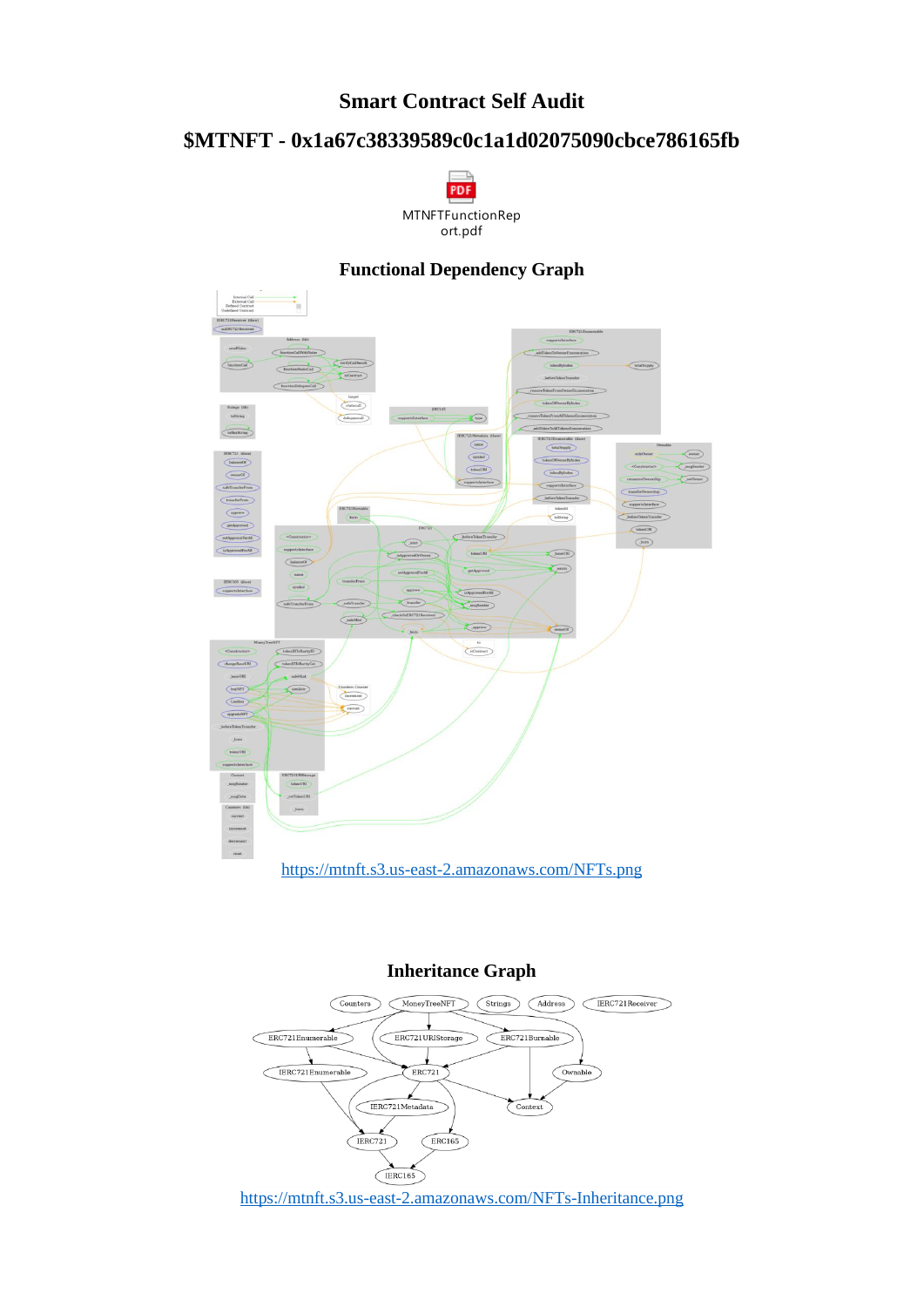# Smart Contract Self Audit

## $MTNFT - 0x1a67c38339589c0c1a1d02075090cbce786165fb

MTNFTFunctionReport.pdf

### Functional Dependency Graph

https://mtnft.s3.us-east-2.amazonaws.com/NFTs.png

### Inheritance Graph

https://mtnft.s3.us-east-2.amazonaws.com/NFTs-Inheritance.png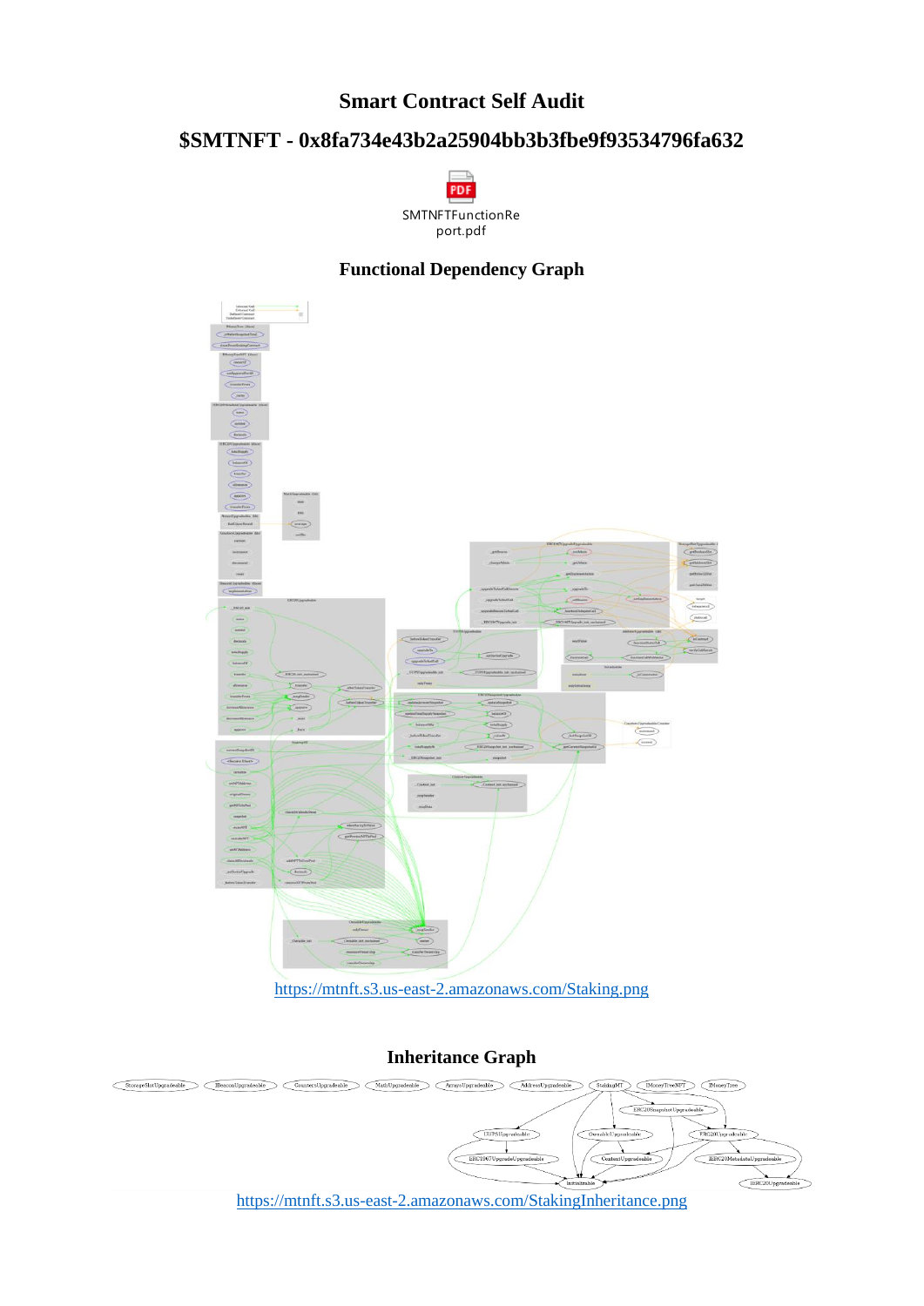# Smart Contract Self Audit

## $SMTNFT - 0x8fa734e43b2a25904bb3b3fbe9f93534796fa632

SMTNFTFunctionReport.pdf

### Functional Dependency Graph

https://mtnft.s3.us-east-2.amazonaws.com/Staking.png

### Inheritance Graph

StorageSlotUpgradeable
IBeaconUpgradeable
CountersUpgradeable
MathUpgradeable
ArraysUpgradeable
AddressUpgradeable
StakingMT
IMoneyTreeNFT
IMoneyTree
ERC20SnapshotUpgradeable
UUPSUpgradeable
OwnableUpgradeable
ERC20Upgradeable
ERC1967UpgradeUpgradeable
ContextUpgradeable
IERC20MetadataUpgradeable
Initializable
IERC20Upgradeable

https://mtnft.s3.us-east-2.amazonaws.com/StakingInheritance.png